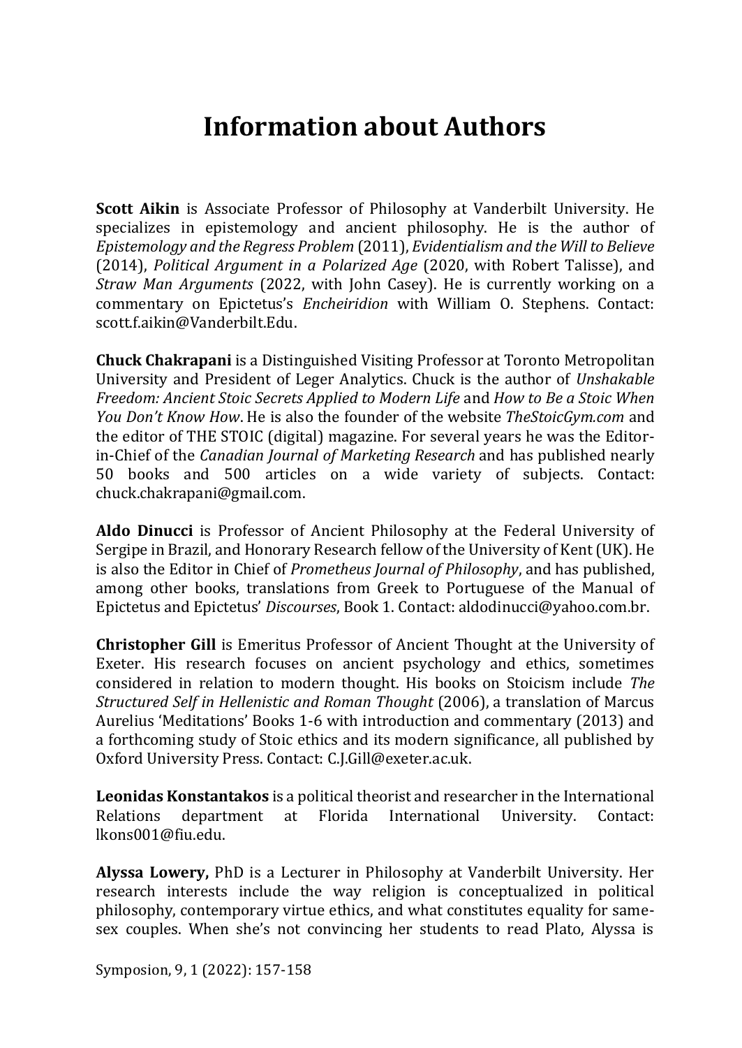# Information about Authors

**Scott Aikin** is Associate Professor of Philosophy at Vanderbilt University. He specializes in epistemology and ancient philosophy. He is the author of *Epistemology and the Regress Problem* (2011), *Evidentialism and the Will to Believe* (2014), *Political Argument in a Polarized Age* (2020, with Robert Talisse), and *Straw Man Arguments* (2022, with John Casey). He is currently working on a commentary on Epictetus's *Encheiridion* with William O. Stephens. Contact: scott.f.aikin@Vanderbilt.Edu.

**Chuck Chakrapani** is a Distinguished Visiting Professor at Toronto Metropolitan University and President of Leger Analytics. Chuck is the author of *Unshakable Freedom: Ancient Stoic Secrets Applied to Modern Life* and *How to Be a Stoic When You Don't Know How*. He is also the founder of the website *TheStoicGym.com* and the editor of THE STOIC (digital) magazine. For several years he was the Editor-in-Chief of the *Canadian Journal of Marketing Research* and has published nearly 50 books and 500 articles on a wide variety of subjects. Contact: chuck.chakrapani@gmail.com.

**Aldo Dinucci** is Professor of Ancient Philosophy at the Federal University of Sergipe in Brazil, and Honorary Research fellow of the University of Kent (UK). He is also the Editor in Chief of *Prometheus Journal of Philosophy*, and has published, among other books, translations from Greek to Portuguese of the Manual of Epictetus and Epictetus' *Discourses*, Book 1. Contact: aldodinucci@yahoo.com.br.

**Christopher Gill** is Emeritus Professor of Ancient Thought at the University of Exeter. His research focuses on ancient psychology and ethics, sometimes considered in relation to modern thought. His books on Stoicism include *The Structured Self in Hellenistic and Roman Thought* (2006), a translation of Marcus Aurelius 'Meditations' Books 1-6 with introduction and commentary (2013) and a forthcoming study of Stoic ethics and its modern significance, all published by Oxford University Press. Contact: C.J.Gill@exeter.ac.uk.

**Leonidas Konstantakos** is a political theorist and researcher in the International Relations department at Florida International University. Contact: lkons001@fiu.edu.

**Alyssa Lowery,** PhD is a Lecturer in Philosophy at Vanderbilt University. Her research interests include the way religion is conceptualized in political philosophy, contemporary virtue ethics, and what constitutes equality for same-sex couples. When she's not convincing her students to read Plato, Alyssa is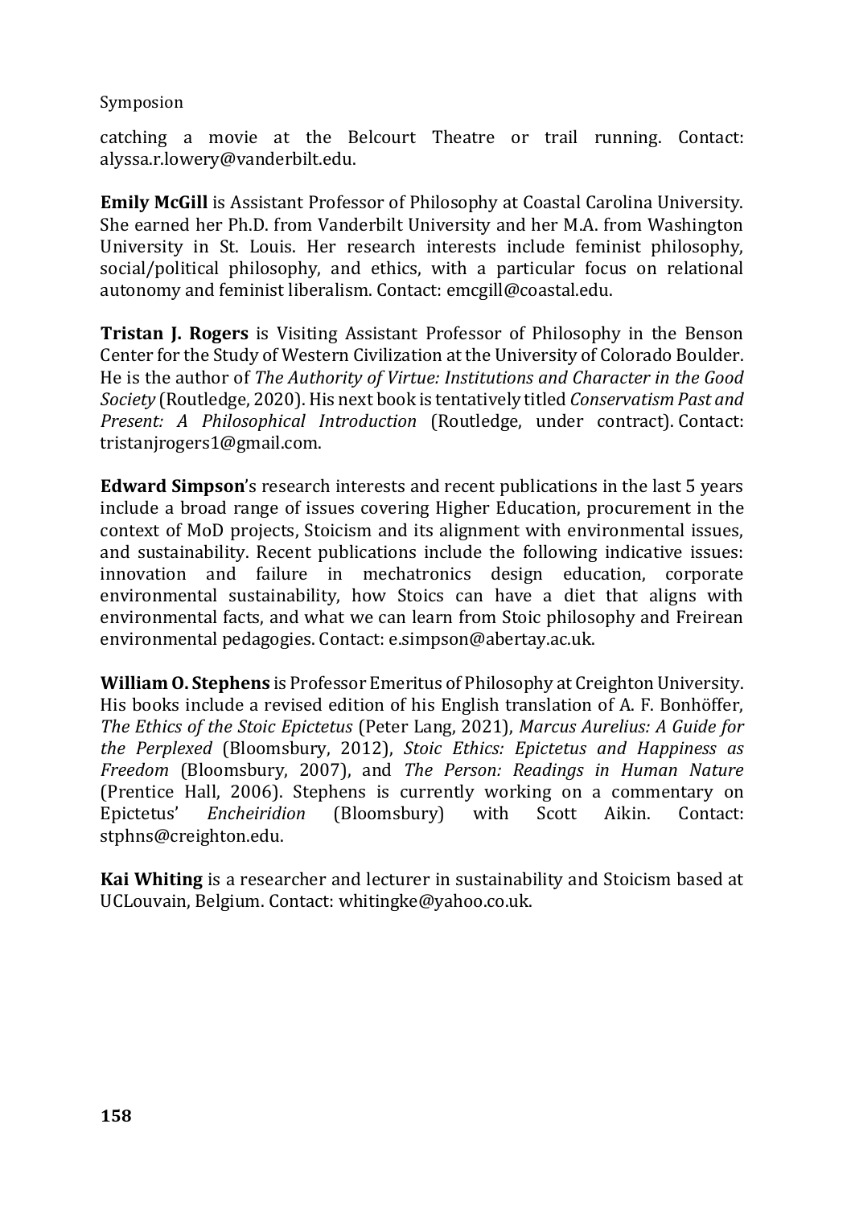catching a movie at the Belcourt Theatre or trail running. Contact: alyssa.r.lowery@vanderbilt.edu.

**Emily McGill** is Assistant Professor of Philosophy at Coastal Carolina University. She earned her Ph.D. from Vanderbilt University and her M.A. from Washington University in St. Louis. Her research interests include feminist philosophy, social/political philosophy, and ethics, with a particular focus on relational autonomy and feminist liberalism. Contact: emcgill@coastal.edu.

**Tristan J. Rogers** is Visiting Assistant Professor of Philosophy in the Benson Center for the Study of Western Civilization at the University of Colorado Boulder. He is the author of *The Authority of Virtue: Institutions and Character in the Good Society* (Routledge, 2020). His next book is tentatively titled *Conservatism Past and Present: A Philosophical Introduction* (Routledge, under contract). Contact: tristanjrogers1@gmail.com.

**Edward Simpson**'s research interests and recent publications in the last 5 years include a broad range of issues covering Higher Education, procurement in the context of MoD projects, Stoicism and its alignment with environmental issues, and sustainability. Recent publications include the following indicative issues: innovation and failure in mechatronics design education, corporate environmental sustainability, how Stoics can have a diet that aligns with environmental facts, and what we can learn from Stoic philosophy and Freirean environmental pedagogies. Contact: e.simpson@abertay.ac.uk.

**William O. Stephens** is Professor Emeritus of Philosophy at Creighton University. His books include a revised edition of his English translation of A. F. Bonhöffer, *The Ethics of the Stoic Epictetus* (Peter Lang, 2021), *Marcus Aurelius: A Guide for the Perplexed* (Bloomsbury, 2012), *Stoic Ethics: Epictetus and Happiness as Freedom* (Bloomsbury, 2007), and *The Person: Readings in Human Nature* (Prentice Hall, 2006). Stephens is currently working on a commentary on Epictetus' *Encheiridion* (Bloomsbury) with Scott Aikin. Contact: stphns@creighton.edu.

**Kai Whiting** is a researcher and lecturer in sustainability and Stoicism based at UCLouvain, Belgium. Contact: whitingke@yahoo.co.uk.